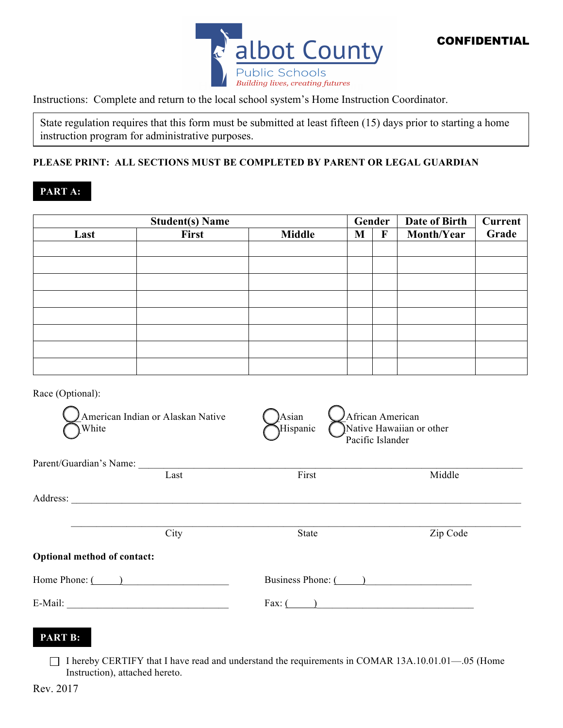Talbot County Public Schools
*Building lives, creating futures*

**CONFIDENTIAL**

Instructions: Complete and return to the local school system's Home Instruction Coordinator.

> State regulation requires that this form must be submitted at least fifteen (15) days prior to starting a home instruction program for administrative purposes.

**PLEASE PRINT: ALL SECTIONS MUST BE COMPLETED BY PARENT OR LEGAL GUARDIAN**

## PART A:

| Student(s) Name | | | Gender | | Date of Birth | Current Grade |
|---|---|---|---|---|---|---|
| **Last** | **First** | **Middle** | **M** | **F** | **Month/Year** | |
| | | | | | | |
| | | | | | | |
| | | | | | | |
| | | | | | | |
| | | | | | | |
| | | | | | | |
| | | | | | | |
| | | | | | | |

Race (Optional):

- ◯ American Indian or Alaskan Native
- ◯ White
- ◯ Asian
- ◯ Hispanic
- ◯ African American
- ◯ Native Hawaiian or other Pacific Islander

Parent/Guardian's Name: ______________________________________________
Last First Middle

Address: ______________________________________________

______________________________________________
City State Zip Code

**Optional method of contact:**

Home Phone: (\_\_\_\_\_)\_\_\_\_\_\_\_\_\_\_\_\_\_\_\_\_\_\_ Business Phone: (\_\_\_\_\_)\_\_\_\_\_\_\_\_\_\_\_\_\_\_\_\_\_\_

E-Mail: \_\_\_\_\_\_\_\_\_\_\_\_\_\_\_\_\_\_\_\_\_\_\_\_\_\_\_\_ Fax: (\_\_\_\_\_)\_\_\_\_\_\_\_\_\_\_\_\_\_\_\_\_\_\_

## PART B:

☐ I hereby CERTIFY that I have read and understand the requirements in COMAR 13A.10.01.01—.05 (Home Instruction), attached hereto.

Rev. 2017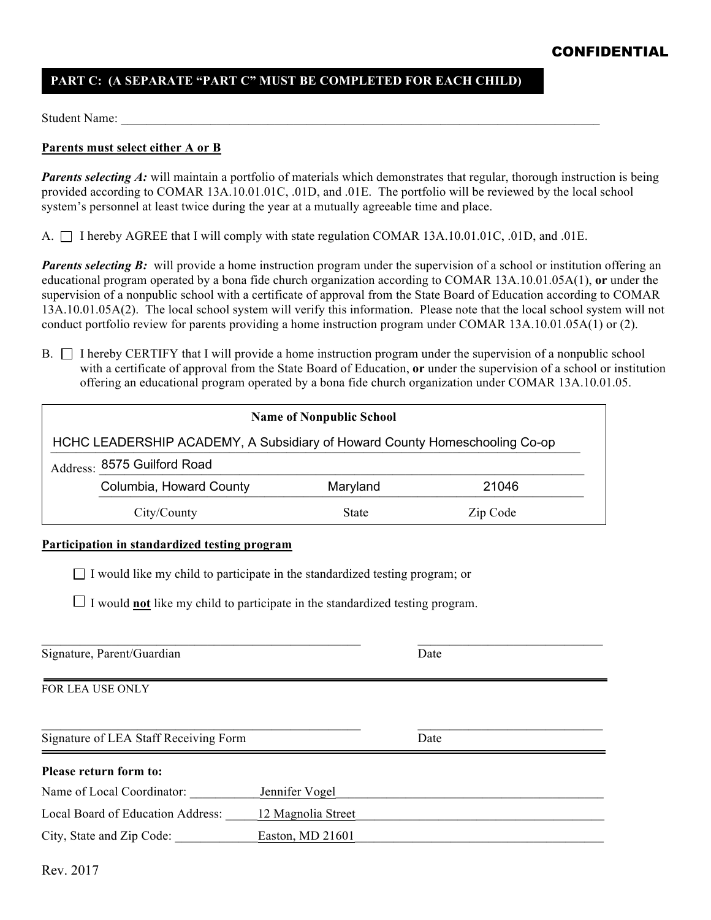**CONFIDENTIAL**

## PART C: (A SEPARATE "PART C" MUST BE COMPLETED FOR EACH CHILD)

Student Name: ______________________________________________________________________________

**Parents must select either A or B**

***Parents selecting A:*** will maintain a portfolio of materials which demonstrates that regular, thorough instruction is being provided according to COMAR 13A.10.01.01C, .01D, and .01E. The portfolio will be reviewed by the local school system's personnel at least twice during the year at a mutually agreeable time and place.

A. ☐ I hereby AGREE that I will comply with state regulation COMAR 13A.10.01.01C, .01D, and .01E.

***Parents selecting B:*** will provide a home instruction program under the supervision of a school or institution offering an educational program operated by a bona fide church organization according to COMAR 13A.10.01.05A(1), **or** under the supervision of a nonpublic school with a certificate of approval from the State Board of Education according to COMAR 13A.10.01.05A(2). The local school system will verify this information. Please note that the local school system will not conduct portfolio review for parents providing a home instruction program under COMAR 13A.10.01.05A(1) or (2).

B. ☐ I hereby CERTIFY that I will provide a home instruction program under the supervision of a nonpublic school with a certificate of approval from the State Board of Education, **or** under the supervision of a school or institution offering an educational program operated by a bona fide church organization under COMAR 13A.10.01.05.

**Name of Nonpublic School**

HCHC LEADERSHIP ACADEMY, A Subsidiary of Howard County Homeschooling Co-op

Address: 8575 Guilford Road

| City/County | State | Zip Code |
|---|---|---|
| Columbia, Howard County | Maryland | 21046 |

**Participation in standardized testing program**

☐ I would like my child to participate in the standardized testing program; or

☐ I would **not** like my child to participate in the standardized testing program.

_______________________________________________ ____________________________

Signature, Parent/Guardian Date

FOR LEA USE ONLY

_______________________________________________ ____________________________

Signature of LEA Staff Receiving Form Date

**Please return form to:**

Name of Local Coordinator: Jennifer Vogel

Local Board of Education Address: 12 Magnolia Street

City, State and Zip Code: Easton, MD 21601

Rev. 2017